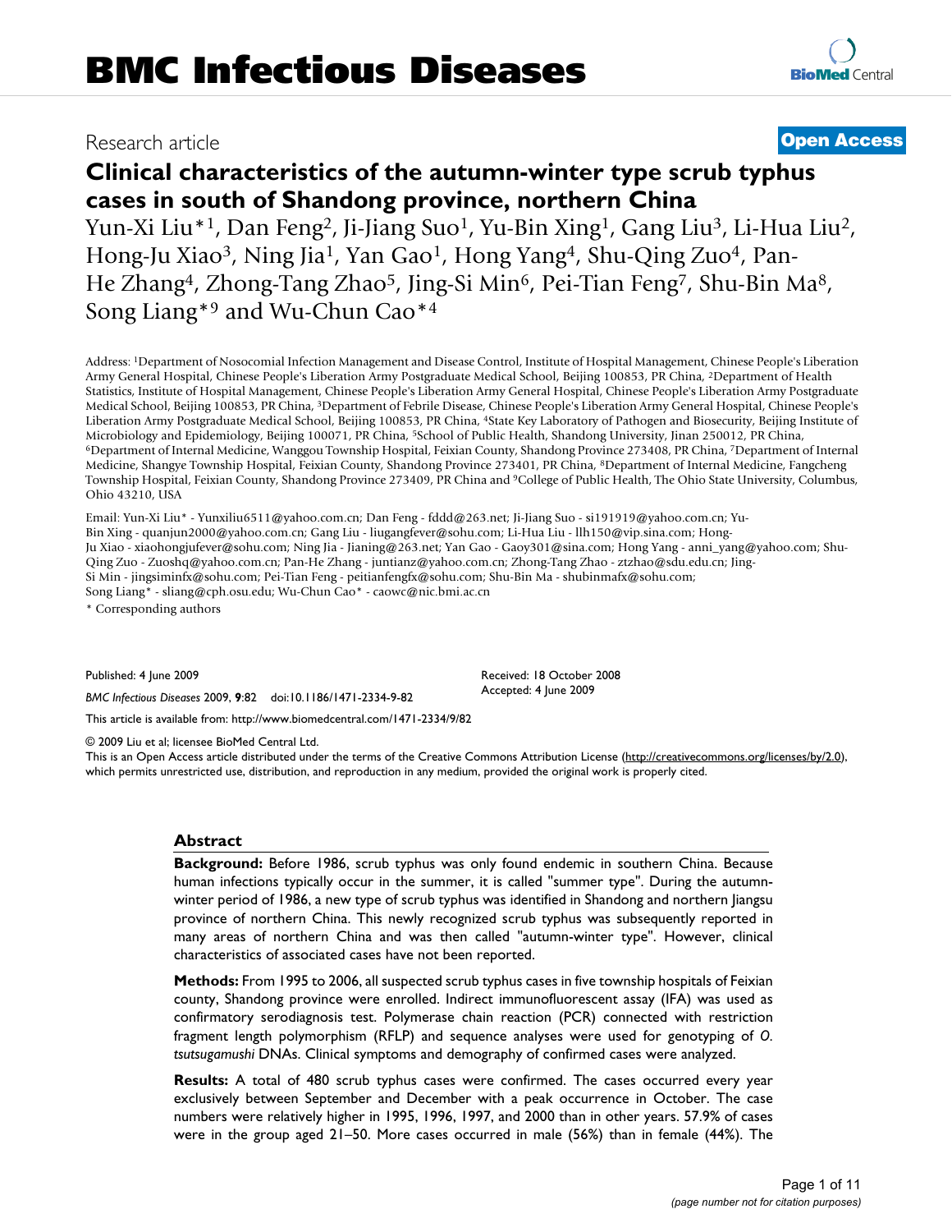# BMC Infectious Diseases

Research article **Open Access**

# Clinical characteristics of the autumn-winter type scrub typhus cases in south of Shandong province, northern China

Yun-Xi Liu*[1], Dan Feng[2], Ji-Jiang Suo[1], Yu-Bin Xing[1], Gang Liu[3], Li-Hua Liu[2], Hong-Ju Xiao[3], Ning Jia[1], Yan Gao[1], Hong Yang[4], Shu-Qing Zuo[4], Pan-He Zhang[4], Zhong-Tang Zhao[5], Jing-Si Min[6], Pei-Tian Feng[7], Shu-Bin Ma[8], Song Liang*[9] and Wu-Chun Cao*[4]

Address: [1]Department of Nosocomial Infection Management and Disease Control, Institute of Hospital Management, Chinese People's Liberation Army General Hospital, Chinese People's Liberation Army Postgraduate Medical School, Beijing 100853, PR China, [2]Department of Health Statistics, Institute of Hospital Management, Chinese People's Liberation Army General Hospital, Chinese People's Liberation Army Postgraduate Medical School, Beijing 100853, PR China, [3]Department of Febrile Disease, Chinese People's Liberation Army General Hospital, Chinese People's Liberation Army Postgraduate Medical School, Beijing 100853, PR China, [4]State Key Laboratory of Pathogen and Biosecurity, Beijing Institute of Microbiology and Epidemiology, Beijing 100071, PR China, [5]School of Public Health, Shandong University, Jinan 250012, PR China, [6]Department of Internal Medicine, Wanggou Township Hospital, Feixian County, Shandong Province 273408, PR China, [7]Department of Internal Medicine, Shangye Township Hospital, Feixian County, Shandong Province 273401, PR China, [8]Department of Internal Medicine, Fangcheng Township Hospital, Feixian County, Shandong Province 273409, PR China and [9]College of Public Health, The Ohio State University, Columbus, Ohio 43210, USA

Email: Yun-Xi Liu* - Yunxiliu6511@yahoo.com.cn; Dan Feng - fddd@263.net; Ji-Jiang Suo - si191919@yahoo.com.cn; Yu-Bin Xing - quanjun2000@yahoo.com.cn; Gang Liu - liugangfever@sohu.com; Li-Hua Liu - llh150@vip.sina.com; Hong-Ju Xiao - xiaohongjufever@sohu.com; Ning Jia - Jianing@263.net; Yan Gao - Gaoy301@sina.com; Hong Yang - anni_yang@yahoo.com; Shu-Qing Zuo - Zuoshq@yahoo.com.cn; Pan-He Zhang - juntianz@yahoo.com.cn; Zhong-Tang Zhao - ztzhao@sdu.edu.cn; Jing-Si Min - jingsiminfx@sohu.com; Pei-Tian Feng - peitianfengfx@sohu.com; Shu-Bin Ma - shubinmafx@sohu.com; Song Liang* - sliang@cph.osu.edu; Wu-Chun Cao* - caowc@nic.bmi.ac.cn

\* Corresponding authors

Published: 4 June 2009

*BMC Infectious Diseases* 2009, **9**:82 doi:10.1186/1471-2334-9-82

Received: 18 October 2008
Accepted: 4 June 2009

This article is available from: http://www.biomedcentral.com/1471-2334/9/82

© 2009 Liu et al; licensee BioMed Central Ltd.
This is an Open Access article distributed under the terms of the Creative Commons Attribution License (http://creativecommons.org/licenses/by/2.0), which permits unrestricted use, distribution, and reproduction in any medium, provided the original work is properly cited.

## Abstract

**Background:** Before 1986, scrub typhus was only found endemic in southern China. Because human infections typically occur in the summer, it is called "summer type". During the autumn-winter period of 1986, a new type of scrub typhus was identified in Shandong and northern Jiangsu province of northern China. This newly recognized scrub typhus was subsequently reported in many areas of northern China and was then called "autumn-winter type". However, clinical characteristics of associated cases have not been reported.

**Methods:** From 1995 to 2006, all suspected scrub typhus cases in five township hospitals of Feixian county, Shandong province were enrolled. Indirect immunofluorescent assay (IFA) was used as confirmatory serodiagnosis test. Polymerase chain reaction (PCR) connected with restriction fragment length polymorphism (RFLP) and sequence analyses were used for genotyping of *O. tsutsugamushi* DNAs. Clinical symptoms and demography of confirmed cases were analyzed.

**Results:** A total of 480 scrub typhus cases were confirmed. The cases occurred every year exclusively between September and December with a peak occurrence in October. The case numbers were relatively higher in 1995, 1996, 1997, and 2000 than in other years. 57.9% of cases were in the group aged 21–50. More cases occurred in male (56%) than in female (44%). The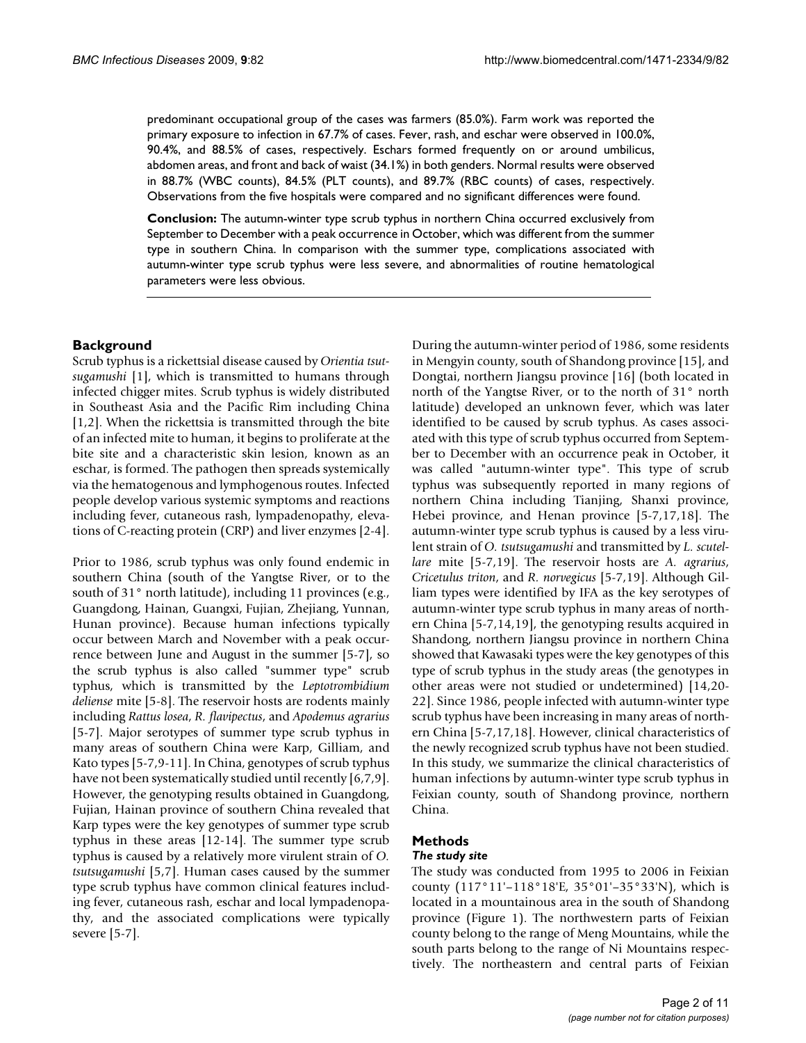predominant occupational group of the cases was farmers (85.0%). Farm work was reported the primary exposure to infection in 67.7% of cases. Fever, rash, and eschar were observed in 100.0%, 90.4%, and 88.5% of cases, respectively. Eschars formed frequently on or around umbilicus, abdomen areas, and front and back of waist (34.1%) in both genders. Normal results were observed in 88.7% (WBC counts), 84.5% (PLT counts), and 89.7% (RBC counts) of cases, respectively. Observations from the five hospitals were compared and no significant differences were found.

**Conclusion:** The autumn-winter type scrub typhus in northern China occurred exclusively from September to December with a peak occurrence in October, which was different from the summer type in southern China. In comparison with the summer type, complications associated with autumn-winter type scrub typhus were less severe, and abnormalities of routine hematological parameters were less obvious.

## Background

Scrub typhus is a rickettsial disease caused by *Orientia tsutsugamushi* [1], which is transmitted to humans through infected chigger mites. Scrub typhus is widely distributed in Southeast Asia and the Pacific Rim including China [1,2]. When the rickettsia is transmitted through the bite of an infected mite to human, it begins to proliferate at the bite site and a characteristic skin lesion, known as an eschar, is formed. The pathogen then spreads systemically via the hematogenous and lymphogenous routes. Infected people develop various systemic symptoms and reactions including fever, cutaneous rash, lympadenopathy, elevations of C-reacting protein (CRP) and liver enzymes [2-4].

Prior to 1986, scrub typhus was only found endemic in southern China (south of the Yangtse River, or to the south of 31° north latitude), including 11 provinces (e.g., Guangdong, Hainan, Guangxi, Fujian, Zhejiang, Yunnan, Hunan province). Because human infections typically occur between March and November with a peak occurrence between June and August in the summer [5-7], so the scrub typhus is also called "summer type" scrub typhus, which is transmitted by the *Leptotrombidium deliense* mite [5-8]. The reservoir hosts are rodents mainly including *Rattus losea*, *R. flavipectus*, and *Apodemus agrarius* [5-7]. Major serotypes of summer type scrub typhus in many areas of southern China were Karp, Gilliam, and Kato types [5-7,9-11]. In China, genotypes of scrub typhus have not been systematically studied until recently [6,7,9]. However, the genotyping results obtained in Guangdong, Fujian, Hainan province of southern China revealed that Karp types were the key genotypes of summer type scrub typhus in these areas [12-14]. The summer type scrub typhus is caused by a relatively more virulent strain of *O. tsutsugamushi* [5,7]. Human cases caused by the summer type scrub typhus have common clinical features including fever, cutaneous rash, eschar and local lympadenopathy, and the associated complications were typically severe [5-7].

During the autumn-winter period of 1986, some residents in Mengyin county, south of Shandong province [15], and Dongtai, northern Jiangsu province [16] (both located in north of the Yangtse River, or to the north of 31° north latitude) developed an unknown fever, which was later identified to be caused by scrub typhus. As cases associated with this type of scrub typhus occurred from September to December with an occurrence peak in October, it was called "autumn-winter type". This type of scrub typhus was subsequently reported in many regions of northern China including Tianjing, Shanxi province, Hebei province, and Henan province [5-7,17,18]. The autumn-winter type scrub typhus is caused by a less virulent strain of *O. tsutsugamushi* and transmitted by *L. scutellare* mite [5-7,19]. The reservoir hosts are *A. agrarius*, *Cricetulus triton*, and *R. norvegicus* [5-7,19]. Although Gilliam types were identified by IFA as the key serotypes of autumn-winter type scrub typhus in many areas of northern China [5-7,14,19], the genotyping results acquired in Shandong, northern Jiangsu province in northern China showed that Kawasaki types were the key genotypes of this type of scrub typhus in the study areas (the genotypes in other areas were not studied or undetermined) [14,20-22]. Since 1986, people infected with autumn-winter type scrub typhus have been increasing in many areas of northern China [5-7,17,18]. However, clinical characteristics of the newly recognized scrub typhus have not been studied. In this study, we summarize the clinical characteristics of human infections by autumn-winter type scrub typhus in Feixian county, south of Shandong province, northern China.

## Methods

### *The study site*

The study was conducted from 1995 to 2006 in Feixian county (117°11'–118°18'E, 35°01'–35°33'N), which is located in a mountainous area in the south of Shandong province (Figure 1). The northwestern parts of Feixian county belong to the range of Meng Mountains, while the south parts belong to the range of Ni Mountains respectively. The northeastern and central parts of Feixian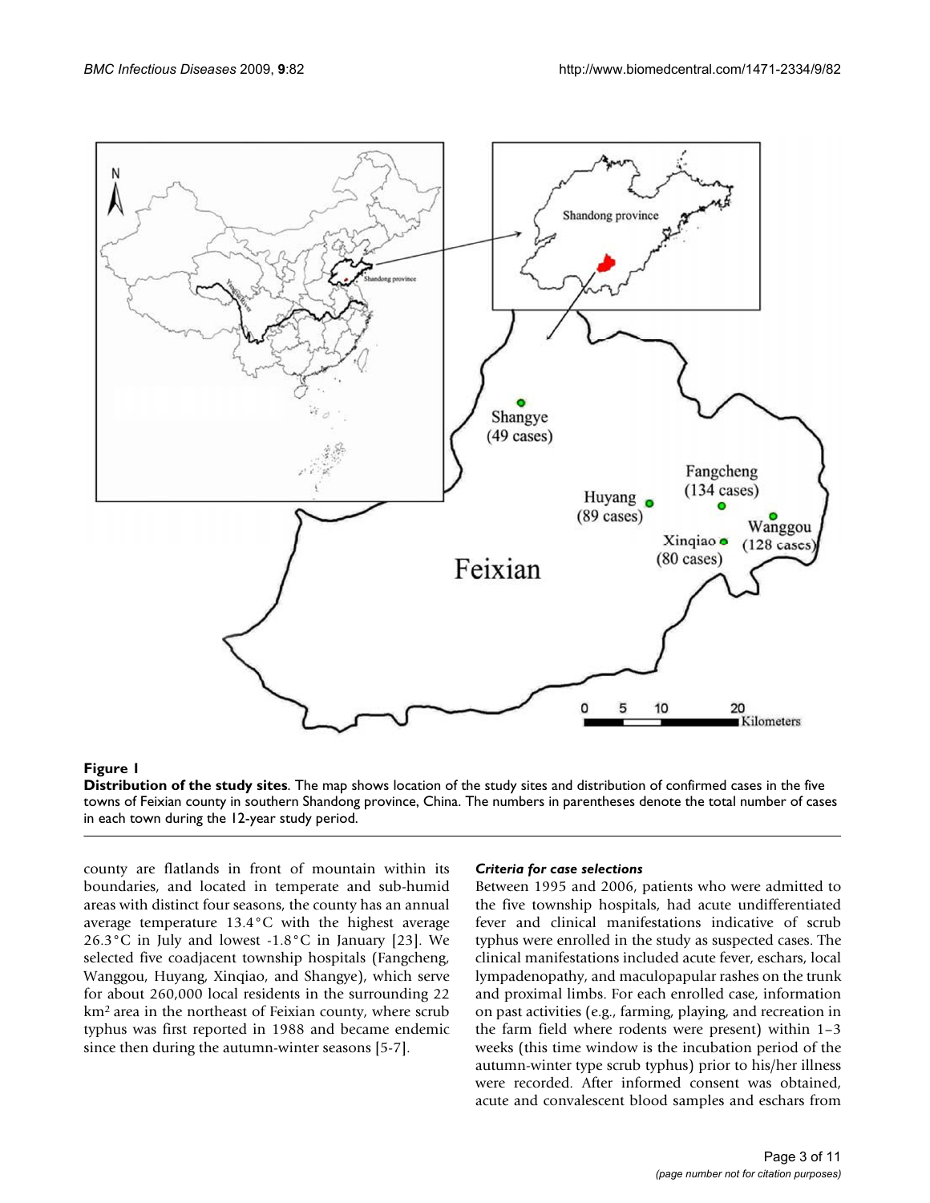**Figure 1**

**Distribution of the study sites**. The map shows location of the study sites and distribution of confirmed cases in the five towns of Feixian county in southern Shandong province, China. The numbers in parentheses denote the total number of cases in each town during the 12-year study period.

county are flatlands in front of mountain within its boundaries, and located in temperate and sub-humid areas with distinct four seasons, the county has an annual average temperature 13.4°C with the highest average 26.3°C in July and lowest -1.8°C in January [23]. We selected five coadjacent township hospitals (Fangcheng, Wanggou, Huyang, Xinqiao, and Shangye), which serve for about 260,000 local residents in the surrounding 22 km² area in the northeast of Feixian county, where scrub typhus was first reported in 1988 and became endemic since then during the autumn-winter seasons [5-7].

#### *Criteria for case selections*

Between 1995 and 2006, patients who were admitted to the five township hospitals, had acute undifferentiated fever and clinical manifestations indicative of scrub typhus were enrolled in the study as suspected cases. The clinical manifestations included acute fever, eschars, local lympadenopathy, and maculopapular rashes on the trunk and proximal limbs. For each enrolled case, information on past activities (e.g., farming, playing, and recreation in the farm field where rodents were present) within 1–3 weeks (this time window is the incubation period of the autumn-winter type scrub typhus) prior to his/her illness were recorded. After informed consent was obtained, acute and convalescent blood samples and eschars from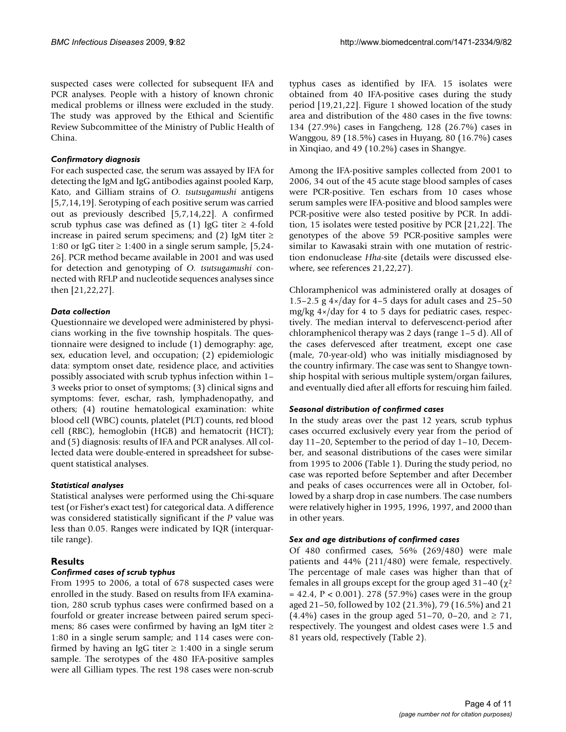suspected cases were collected for subsequent IFA and PCR analyses. People with a history of known chronic medical problems or illness were excluded in the study. The study was approved by the Ethical and Scientific Review Subcommittee of the Ministry of Public Health of China.

### *Confirmatory diagnosis*

For each suspected case, the serum was assayed by IFA for detecting the IgM and IgG antibodies against pooled Karp, Kato, and Gilliam strains of *O. tsutsugamushi* antigens [5,7,14,19]. Serotyping of each positive serum was carried out as previously described [5,7,14,22]. A confirmed scrub typhus case was defined as (1) IgG titer ≥ 4-fold increase in paired serum specimens; and (2) IgM titer ≥ 1:80 or IgG titer ≥ 1:400 in a single serum sample, [5,24-26]. PCR method became available in 2001 and was used for detection and genotyping of *O. tsutsugamushi* connected with RFLP and nucleotide sequences analyses since then [21,22,27].

### *Data collection*

Questionnaire we developed were administered by physicians working in the five township hospitals. The questionnaire were designed to include (1) demography: age, sex, education level, and occupation; (2) epidemiologic data: symptom onset date, residence place, and activities possibly associated with scrub typhus infection within 1–3 weeks prior to onset of symptoms; (3) clinical signs and symptoms: fever, eschar, rash, lymphadenopathy, and others; (4) routine hematological examination: white blood cell (WBC) counts, platelet (PLT) counts, red blood cell (RBC), hemoglobin (HGB) and hematocrit (HCT); and (5) diagnosis: results of IFA and PCR analyses. All collected data were double-entered in spreadsheet for subsequent statistical analyses.

### *Statistical analyses*

Statistical analyses were performed using the Chi-square test (or Fisher's exact test) for categorical data. A difference was considered statistically significant if the *P* value was less than 0.05. Ranges were indicated by IQR (interquartile range).

## Results

### *Confirmed cases of scrub typhus*

From 1995 to 2006, a total of 678 suspected cases were enrolled in the study. Based on results from IFA examination, 280 scrub typhus cases were confirmed based on a fourfold or greater increase between paired serum specimens; 86 cases were confirmed by having an IgM titer ≥ 1:80 in a single serum sample; and 114 cases were confirmed by having an IgG titer ≥ 1:400 in a single serum sample. The serotypes of the 480 IFA-positive samples were all Gilliam types. The rest 198 cases were non-scrub typhus cases as identified by IFA. 15 isolates were obtained from 40 IFA-positive cases during the study period [19,21,22]. Figure 1 showed location of the study area and distribution of the 480 cases in the five towns: 134 (27.9%) cases in Fangcheng, 128 (26.7%) cases in Wanggou, 89 (18.5%) cases in Huyang, 80 (16.7%) cases in Xinqiao, and 49 (10.2%) cases in Shangye.

Among the IFA-positive samples collected from 2001 to 2006, 34 out of the 45 acute stage blood samples of cases were PCR-positive. Ten eschars from 10 cases whose serum samples were IFA-positive and blood samples were PCR-positive were also tested positive by PCR. In addition, 15 isolates were tested positive by PCR [21,22]. The genotypes of the above 59 PCR-positive samples were similar to Kawasaki strain with one mutation of restriction endonuclease *Hha*-site (details were discussed elsewhere, see references 21,22,27).

Chloramphenicol was administered orally at dosages of 1.5–2.5 g 4×/day for 4–5 days for adult cases and 25–50 mg/kg 4×/day for 4 to 5 days for pediatric cases, respectively. The median interval to defervescenct-period after chloramphenicol therapy was 2 days (range 1–5 d). All of the cases defervesced after treatment, except one case (male, 70-year-old) who was initially misdiagnosed by the country infirmary. The case was sent to Shangye township hospital with serious multiple system/organ failures, and eventually died after all efforts for rescuing him failed.

### *Seasonal distribution of confirmed cases*

In the study areas over the past 12 years, scrub typhus cases occurred exclusively every year from the period of day 11–20, September to the period of day 1–10, December, and seasonal distributions of the cases were similar from 1995 to 2006 (Table 1). During the study period, no case was reported before September and after December and peaks of cases occurrences were all in October, followed by a sharp drop in case numbers. The case numbers were relatively higher in 1995, 1996, 1997, and 2000 than in other years.

### *Sex and age distributions of confirmed cases*

Of 480 confirmed cases, 56% (269/480) were male patients and 44% (211/480) were female, respectively. The percentage of male cases was higher than that of females in all groups except for the group aged 31–40 ($\chi^2 = 42.4$, $P < 0.001$). 278 (57.9%) cases were in the group aged 21–50, followed by 102 (21.3%), 79 (16.5%) and 21 (4.4%) cases in the group aged 51–70, 0–20, and ≥ 71, respectively. The youngest and oldest cases were 1.5 and 81 years old, respectively (Table 2).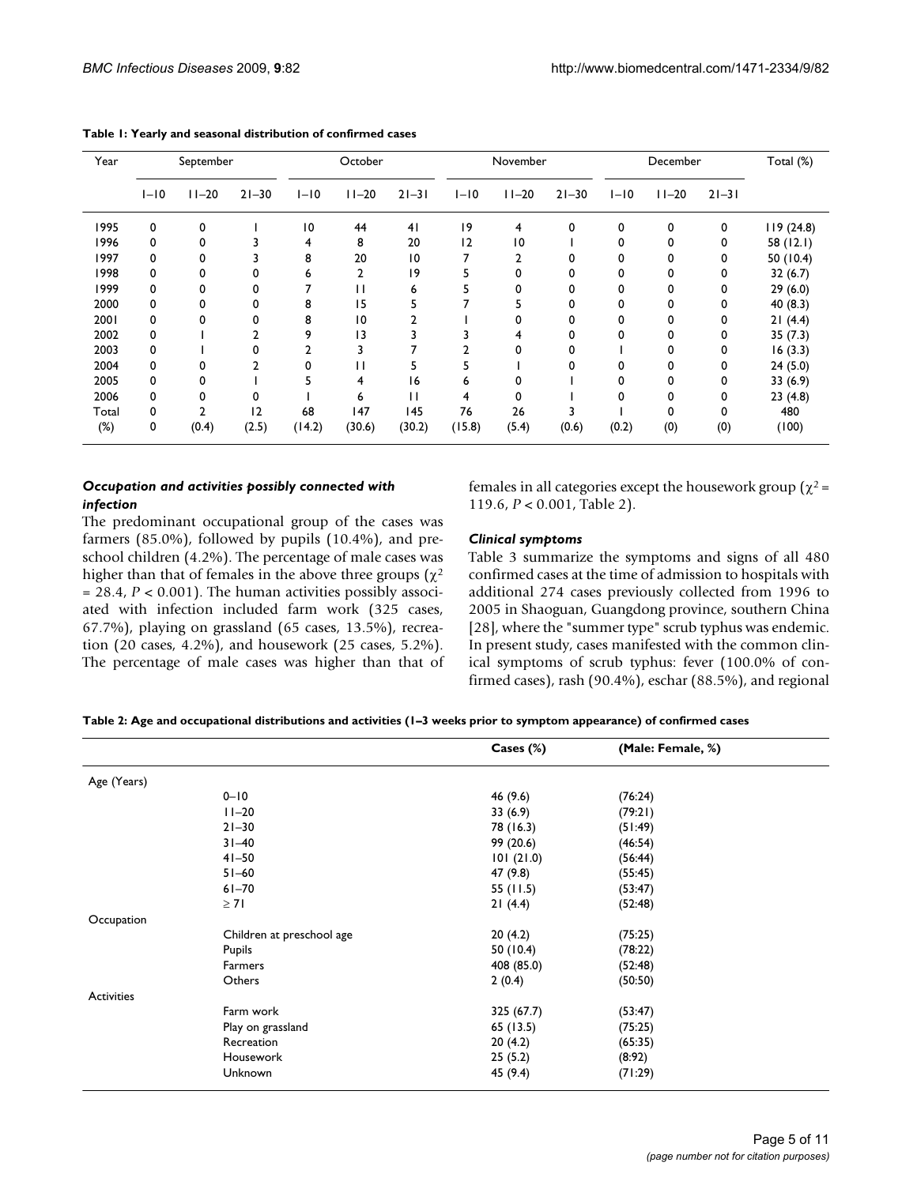**Table 1: Yearly and seasonal distribution of confirmed cases**

| Year | September | | | October | | | November | | | December | | | Total (%) |
|---|---|---|---|---|---|---|---|---|---|---|---|---|---|
| | 1–10 | 11–20 | 21–30 | 1–10 | 11–20 | 21–31 | 1–10 | 11–20 | 21–30 | 1–10 | 11–20 | 21–31 | |
| 1995 | 0 | 0 | 1 | 10 | 44 | 41 | 19 | 4 | 0 | 0 | 0 | 0 | 119 (24.8) |
| 1996 | 0 | 0 | 3 | 4 | 8 | 20 | 12 | 10 | 1 | 0 | 0 | 0 | 58 (12.1) |
| 1997 | 0 | 0 | 3 | 8 | 20 | 10 | 7 | 2 | 0 | 0 | 0 | 0 | 50 (10.4) |
| 1998 | 0 | 0 | 0 | 6 | 2 | 19 | 5 | 0 | 0 | 0 | 0 | 0 | 32 (6.7) |
| 1999 | 0 | 0 | 0 | 7 | 11 | 6 | 5 | 0 | 0 | 0 | 0 | 0 | 29 (6.0) |
| 2000 | 0 | 0 | 0 | 8 | 15 | 5 | 7 | 5 | 0 | 0 | 0 | 0 | 40 (8.3) |
| 2001 | 0 | 0 | 0 | 8 | 10 | 2 | 1 | 0 | 0 | 0 | 0 | 0 | 21 (4.4) |
| 2002 | 0 | 1 | 2 | 9 | 13 | 3 | 3 | 4 | 0 | 0 | 0 | 0 | 35 (7.3) |
| 2003 | 0 | 1 | 0 | 2 | 3 | 7 | 2 | 0 | 0 | 1 | 0 | 0 | 16 (3.3) |
| 2004 | 0 | 0 | 2 | 0 | 11 | 5 | 5 | 1 | 0 | 0 | 0 | 0 | 24 (5.0) |
| 2005 | 0 | 0 | 1 | 5 | 4 | 16 | 6 | 0 | 1 | 0 | 0 | 0 | 33 (6.9) |
| 2006 | 0 | 0 | 0 | 1 | 6 | 11 | 4 | 0 | 1 | 0 | 0 | 0 | 23 (4.8) |
| Total | 0 | 2 | 12 | 68 | 147 | 145 | 76 | 26 | 3 | 1 | 0 | 0 | 480 |
| (%) | 0 | (0.4) | (2.5) | (14.2) | (30.6) | (30.2) | (15.8) | (5.4) | (0.6) | (0.2) | (0) | (0) | (100) |

### *Occupation and activities possibly connected with infection*

The predominant occupational group of the cases was farmers (85.0%), followed by pupils (10.4%), and preschool children (4.2%). The percentage of male cases was higher than that of females in the above three groups ($\chi^2 = 28.4$, $P < 0.001$). The human activities possibly associated with infection included farm work (325 cases, 67.7%), playing on grassland (65 cases, 13.5%), recreation (20 cases, 4.2%), and housework (25 cases, 5.2%). The percentage of male cases was higher than that of females in all categories except the housework group ($\chi^2 = 119.6$, $P < 0.001$, Table 2).

### *Clinical symptoms*

Table 3 summarize the symptoms and signs of all 480 confirmed cases at the time of admission to hospitals with additional 274 cases previously collected from 1996 to 2005 in Shaoguan, Guangdong province, southern China [28], where the "summer type" scrub typhus was endemic. In present study, cases manifested with the common clinical symptoms of scrub typhus: fever (100.0% of confirmed cases), rash (90.4%), eschar (88.5%), and regional

**Table 2: Age and occupational distributions and activities (1–3 weeks prior to symptom appearance) of confirmed cases**

| | | Cases (%) | (Male: Female, %) |
|---|---|---|---|
| Age (Years) | | | |
| | 0–10 | 46 (9.6) | (76:24) |
| | 11–20 | 33 (6.9) | (79:21) |
| | 21–30 | 78 (16.3) | (51:49) |
| | 31–40 | 99 (20.6) | (46:54) |
| | 41–50 | 101 (21.0) | (56:44) |
| | 51–60 | 47 (9.8) | (55:45) |
| | 61–70 | 55 (11.5) | (53:47) |
| | ≥ 71 | 21 (4.4) | (52:48) |
| Occupation | | | |
| | Children at preschool age | 20 (4.2) | (75:25) |
| | Pupils | 50 (10.4) | (78:22) |
| | Farmers | 408 (85.0) | (52:48) |
| | Others | 2 (0.4) | (50:50) |
| Activities | | | |
| | Farm work | 325 (67.7) | (53:47) |
| | Play on grassland | 65 (13.5) | (75:25) |
| | Recreation | 20 (4.2) | (65:35) |
| | Housework | 25 (5.2) | (8:92) |
| | Unknown | 45 (9.4) | (71:29) |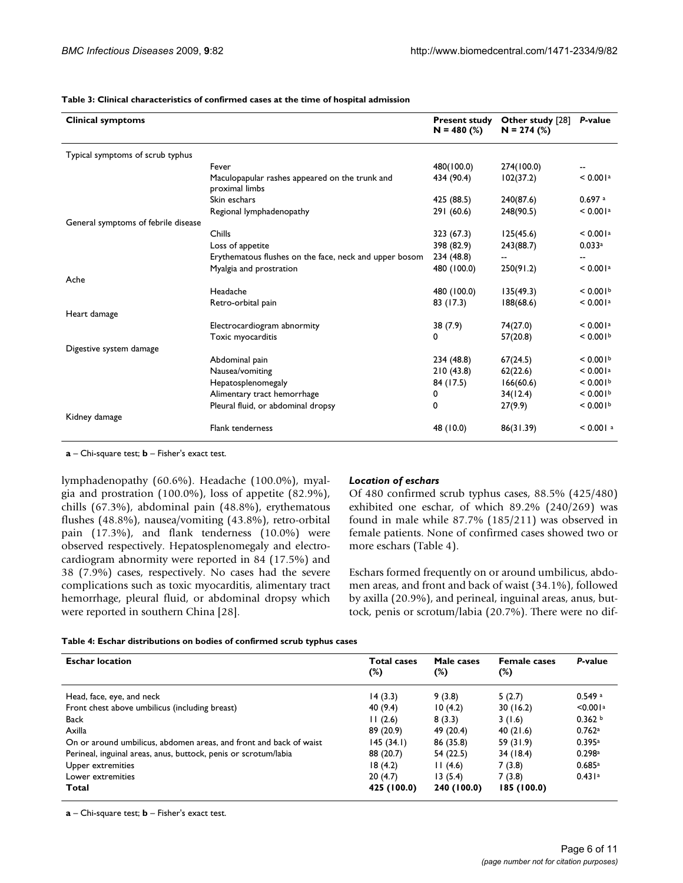**Table 3: Clinical characteristics of confirmed cases at the time of hospital admission**

| Clinical symptoms | | Present study N = 480 (%) | Other study [28] N = 274 (%) | *P*-value |
|---|---|---|---|---|
| Typical symptoms of scrub typhus | | | | |
| | Fever | 480(100.0) | 274(100.0) | -- |
| | Maculopapular rashes appeared on the trunk and proximal limbs | 434 (90.4) | 102(37.2) | < 0.001[a] |
| | Skin eschars | 425 (88.5) | 240(87.6) | 0.697 [a] |
| | Regional lymphadenopathy | 291 (60.6) | 248(90.5) | < 0.001[a] |
| General symptoms of febrile disease | | | | |
| | Chills | 323 (67.3) | 125(45.6) | < 0.001[a] |
| | Loss of appetite | 398 (82.9) | 243(88.7) | 0.033[a] |
| | Erythematous flushes on the face, neck and upper bosom | 234 (48.8) | -- | -- |
| | Myalgia and prostration | 480 (100.0) | 250(91.2) | < 0.001[a] |
| Ache | | | | |
| | Headache | 480 (100.0) | 135(49.3) | < 0.001[b] |
| | Retro-orbital pain | 83 (17.3) | 188(68.6) | < 0.001[a] |
| Heart damage | | | | |
| | Electrocardiogram abnormity | 38 (7.9) | 74(27.0) | < 0.001[a] |
| | Toxic myocarditis | 0 | 57(20.8) | < 0.001[b] |
| Digestive system damage | | | | |
| | Abdominal pain | 234 (48.8) | 67(24.5) | < 0.001[b] |
| | Nausea/vomiting | 210 (43.8) | 62(22.6) | < 0.001[a] |
| | Hepatosplenomegaly | 84 (17.5) | 166(60.6) | < 0.001[b] |
| | Alimentary tract hemorrhage | 0 | 34(12.4) | < 0.001[b] |
| | Pleural fluid, or abdominal dropsy | 0 | 27(9.9) | < 0.001[b] |
| Kidney damage | | | | |
| | Flank tenderness | 48 (10.0) | 86(31.39) | < 0.001 [a] |

**a** – Chi-square test; **b** – Fisher's exact test.

lymphadenopathy (60.6%). Headache (100.0%), myalgia and prostration (100.0%), loss of appetite (82.9%), chills (67.3%), abdominal pain (48.8%), erythematous flushes (48.8%), nausea/vomiting (43.8%), retro-orbital pain (17.3%), and flank tenderness (10.0%) were observed respectively. Hepatosplenomegaly and electrocardiogram abnormity were reported in 84 (17.5%) and 38 (7.9%) cases, respectively. No cases had the severe complications such as toxic myocarditis, alimentary tract hemorrhage, pleural fluid, or abdominal dropsy which were reported in southern China [28].

### *Location of eschars*

Of 480 confirmed scrub typhus cases, 88.5% (425/480) exhibited one eschar, of which 89.2% (240/269) was found in male while 87.7% (185/211) was observed in female patients. None of confirmed cases showed two or more eschars (Table 4).

Eschars formed frequently on or around umbilicus, abdomen areas, and front and back of waist (34.1%), followed by axilla (20.9%), and perineal, inguinal areas, anus, buttock, penis or scrotum/labia (20.7%). There were no dif-

**Table 4: Eschar distributions on bodies of confirmed scrub typhus cases**

| Eschar location | Total cases (%) | Male cases (%) | Female cases (%) | *P*-value |
|---|---|---|---|---|
| Head, face, eye, and neck | 14 (3.3) | 9 (3.8) | 5 (2.7) | 0.549 [a] |
| Front chest above umbilicus (including breast) | 40 (9.4) | 10 (4.2) | 30 (16.2) | <0.001[a] |
| Back | 11 (2.6) | 8 (3.3) | 3 (1.6) | 0.362 [b] |
| Axilla | 89 (20.9) | 49 (20.4) | 40 (21.6) | 0.762[a] |
| On or around umbilicus, abdomen areas, and front and back of waist | 145 (34.1) | 86 (35.8) | 59 (31.9) | 0.395[a] |
| Perineal, inguinal areas, anus, buttock, penis or scrotum/labia | 88 (20.7) | 54 (22.5) | 34 (18.4) | 0.298[a] |
| Upper extremities | 18 (4.2) | 11 (4.6) | 7 (3.8) | 0.685[a] |
| Lower extremities | 20 (4.7) | 13 (5.4) | 7 (3.8) | 0.431[a] |
| **Total** | **425 (100.0)** | **240 (100.0)** | **185 (100.0)** | |

**a** – Chi-square test; **b** – Fisher's exact test.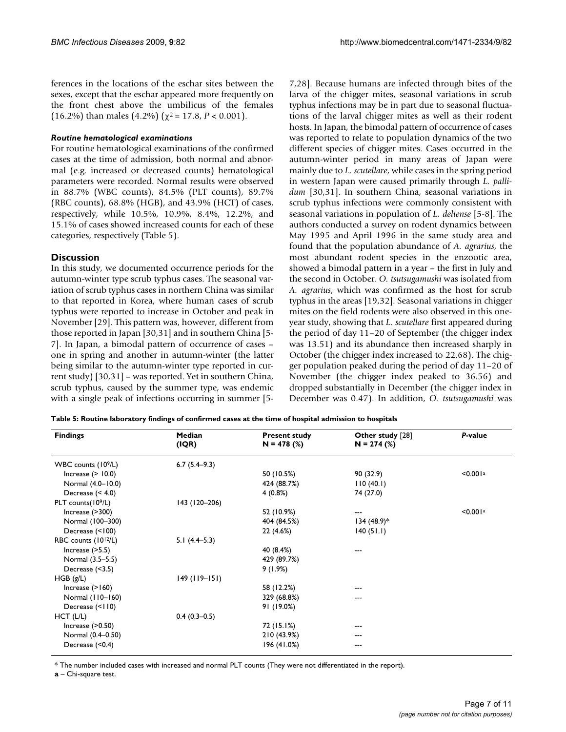ferences in the locations of the eschar sites between the sexes, except that the eschar appeared more frequently on the front chest above the umbilicus of the females (16.2%) than males (4.2%) ($\chi^2 = 17.8$, $P < 0.001$).

#### *Routine hematological examinations*

For routine hematological examinations of the confirmed cases at the time of admission, both normal and abnormal (e.g. increased or decreased counts) hematological parameters were recorded. Normal results were observed in 88.7% (WBC counts), 84.5% (PLT counts), 89.7% (RBC counts), 68.8% (HGB), and 43.9% (HCT) of cases, respectively, while 10.5%, 10.9%, 8.4%, 12.2%, and 15.1% of cases showed increased counts for each of these categories, respectively (Table 5).

## Discussion

In this study, we documented occurrence periods for the autumn-winter type scrub typhus cases. The seasonal variation of scrub typhus cases in northern China was similar to that reported in Korea, where human cases of scrub typhus were reported to increase in October and peak in November [29]. This pattern was, however, different from those reported in Japan [30,31] and in southern China [5-7]. In Japan, a bimodal pattern of occurrence of cases – one in spring and another in autumn-winter (the latter being similar to the autumn-winter type reported in current study) [30,31] – was reported. Yet in southern China, scrub typhus, caused by the summer type, was endemic with a single peak of infections occurring in summer [5-7,28]. Because humans are infected through bites of the larva of the chigger mites, seasonal variations in scrub typhus infections may be in part due to seasonal fluctuations of the larval chigger mites as well as their rodent hosts. In Japan, the bimodal pattern of occurrence of cases was reported to relate to population dynamics of the two different species of chigger mites. Cases occurred in the autumn-winter period in many areas of Japan were mainly due to *L. scutellare*, while cases in the spring period in western Japan were caused primarily through *L. pallidum* [30,31]. In southern China, seasonal variations in scrub typhus infections were commonly consistent with seasonal variations in population of *L. deliense* [5-8]. The authors conducted a survey on rodent dynamics between May 1995 and April 1996 in the same study area and found that the population abundance of *A. agrarius*, the most abundant rodent species in the enzootic area, showed a bimodal pattern in a year – the first in July and the second in October. *O. tsutsugamushi* was isolated from *A. agrarius*, which was confirmed as the host for scrub typhus in the areas [19,32]. Seasonal variations in chigger mites on the field rodents were also observed in this one-year study, showing that *L. scutellare* first appeared during the period of day 11–20 of September (the chigger index was 13.51) and its abundance then increased sharply in October (the chigger index increased to 22.68). The chigger population peaked during the period of day 11–20 of November (the chigger index peaked to 36.56) and dropped substantially in December (the chigger index in December was 0.47). In addition, *O. tsutsugamushi* was

**Table 5: Routine laboratory findings of confirmed cases at the time of hospital admission to hospitals**

| Findings | Median (IQR) | Present study N = 478 (%) | Other study [28] N = 274 (%) | *P*-value |
|---|---|---|---|---|
| WBC counts ($10^9$/L) | 6.7 (5.4–9.3) | | | |
| Increase (> 10.0) | | 50 (10.5%) | 90 (32.9) | <0.001[a] |
| Normal (4.0–10.0) | | 424 (88.7%) | 110 (40.1) | |
| Decrease (< 4.0) | | 4 (0.8%) | 74 (27.0) | |
| PLT counts($10^9$/L) | 143 (120–206) | | | |
| Increase (>300) | | 52 (10.9%) | --- | <0.001[a] |
| Normal (100–300) | | 404 (84.5%) | 134 (48.9)* | |
| Decrease (<100) | | 22 (4.6%) | 140 (51.1) | |
| RBC counts ($10^{12}$/L) | 5.1 (4.4–5.3) | | | |
| Increase (>5.5) | | 40 (8.4%) | --- | |
| Normal (3.5–5.5) | | 429 (89.7%) | | |
| Decrease (<3.5) | | 9 (1.9%) | | |
| HGB (g/L) | 149 (119–151) | | | |
| Increase (>160) | | 58 (12.2%) | --- | |
| Normal (110–160) | | 329 (68.8%) | --- | |
| Decrease (<110) | | 91 (19.0%) | | |
| HCT (L/L) | 0.4 (0.3–0.5) | | | |
| Increase (>0.50) | | 72 (15.1%) | --- | |
| Normal (0.4–0.50) | | 210 (43.9%) | --- | |
| Decrease (<0.4) | | 196 (41.0%) | --- | |

\* The number included cases with increased and normal PLT counts (They were not differentiated in the report).

**a** – Chi-square test.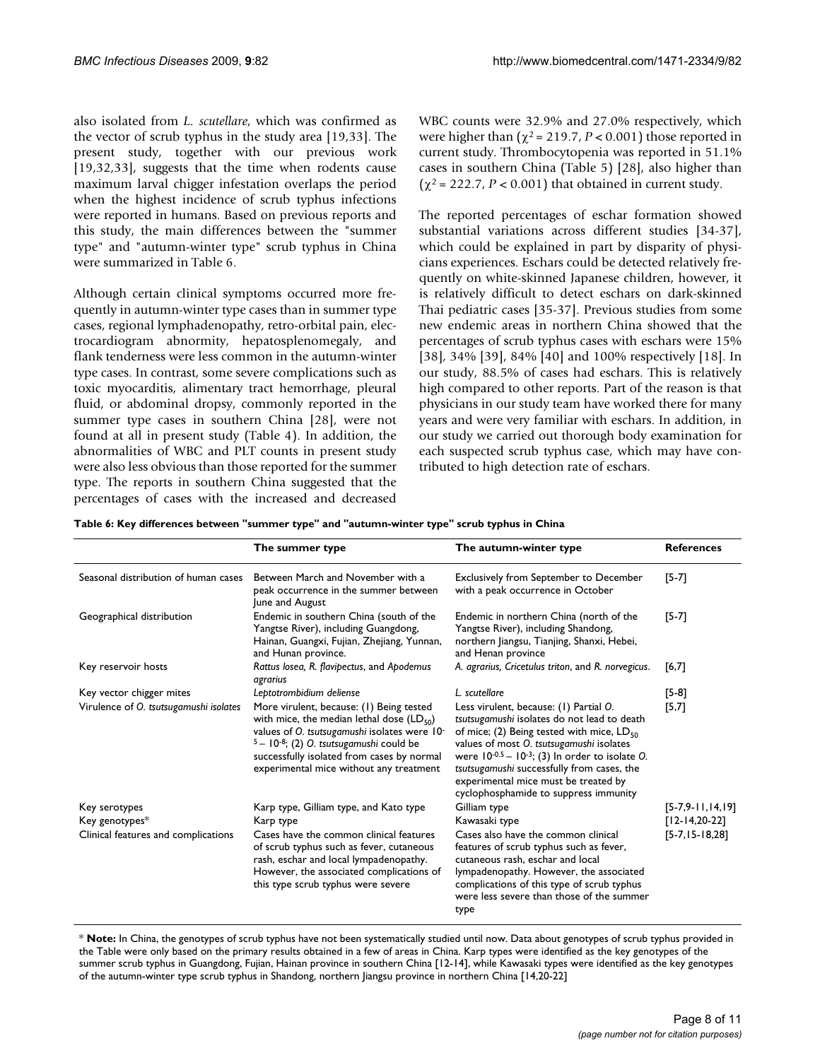also isolated from *L. scutellare*, which was confirmed as the vector of scrub typhus in the study area [19,33]. The present study, together with our previous work [19,32,33], suggests that the time when rodents cause maximum larval chigger infestation overlaps the period when the highest incidence of scrub typhus infections were reported in humans. Based on previous reports and this study, the main differences between the "summer type" and "autumn-winter type" scrub typhus in China were summarized in Table 6.

Although certain clinical symptoms occurred more frequently in autumn-winter type cases than in summer type cases, regional lymphadenopathy, retro-orbital pain, electrocardiogram abnormity, hepatosplenomegaly, and flank tenderness were less common in the autumn-winter type cases. In contrast, some severe complications such as toxic myocarditis, alimentary tract hemorrhage, pleural fluid, or abdominal dropsy, commonly reported in the summer type cases in southern China [28], were not found at all in present study (Table 4). In addition, the abnormalities of WBC and PLT counts in present study were also less obvious than those reported for the summer type. The reports in southern China suggested that the percentages of cases with the increased and decreased WBC counts were 32.9% and 27.0% respectively, which were higher than ($\chi^2 = 219.7$, $P < 0.001$) those reported in current study. Thrombocytopenia was reported in 51.1% cases in southern China (Table 5) [28], also higher than ($\chi^2 = 222.7$, $P < 0.001$) that obtained in current study.

The reported percentages of eschar formation showed substantial variations across different studies [34-37], which could be explained in part by disparity of physicians experiences. Eschars could be detected relatively frequently on white-skinned Japanese children, however, it is relatively difficult to detect eschars on dark-skinned Thai pediatric cases [35-37]. Previous studies from some new endemic areas in northern China showed that the percentages of scrub typhus cases with eschars were 15% [38], 34% [39], 84% [40] and 100% respectively [18]. In our study, 88.5% of cases had eschars. This is relatively high compared to other reports. Part of the reason is that physicians in our study team have worked there for many years and were very familiar with eschars. In addition, in our study we carried out thorough body examination for each suspected scrub typhus case, which may have contributed to high detection rate of eschars.

**Table 6: Key differences between "summer type" and "autumn-winter type" scrub typhus in China**

| | The summer type | The autumn-winter type | References |
|---|---|---|---|
| Seasonal distribution of human cases | Between March and November with a peak occurrence in the summer between June and August | Exclusively from September to December with a peak occurrence in October | [5-7] |
| Geographical distribution | Endemic in southern China (south of the Yangtse River), including Guangdong, Hainan, Guangxi, Fujian, Zhejiang, Yunnan, and Hunan province. | Endemic in northern China (north of the Yangtse River), including Shandong, northern Jiangsu, Tianjing, Shanxi, Hebei, and Henan province | [5-7] |
| Key reservoir hosts | *Rattus losea, R. flavipectus*, and *Apodemus agrarius* | *A. agrarius, Cricetulus triton*, and *R. norvegicus*. | [6,7] |
| Key vector chigger mites | *Leptotrombidium deliense* | *L. scutellare* | [5-8] |
| Virulence of *O. tsutsugamushi* isolates | More virulent, because: (1) Being tested with mice, the median lethal dose ($LD_{50}$) values of *O. tsutsugamushi* isolates were $10^{-5} - 10^{-8}$; (2) *O. tsutsugamushi* could be successfully isolated from cases by normal experimental mice without any treatment | Less virulent, because: (1) Partial *O. tsutsugamushi* isolates do not lead to death of mice; (2) Being tested with mice, $LD_{50}$ values of most *O. tsutsugamushi* isolates were $10^{-0.5} - 10^{-3}$; (3) In order to isolate *O. tsutsugamushi* successfully from cases, the experimental mice must be treated by cyclophosphamide to suppress immunity | [5,7] |
| Key serotypes | Karp type, Gilliam type, and Kato type | Gilliam type | [5-7,9-11,14,19] |
| Key genotypes* | Karp type | Kawasaki type | [12-14,20-22] |
| Clinical features and complications | Cases have the common clinical features of scrub typhus such as fever, cutaneous rash, eschar and local lympadenopathy. However, the associated complications of this type scrub typhus were severe | Cases also have the common clinical features of scrub typhus such as fever, cutaneous rash, eschar and local lympadenopathy. However, the associated complications of this type of scrub typhus were less severe than those of the summer type | [5-7,15-18,28] |

\* **Note:** In China, the genotypes of scrub typhus have not been systematically studied until now. Data about genotypes of scrub typhus provided in the Table were only based on the primary results obtained in a few of areas in China. Karp types were identified as the key genotypes of the summer scrub typhus in Guangdong, Fujian, Hainan province in southern China [12-14], while Kawasaki types were identified as the key genotypes of the autumn-winter type scrub typhus in Shandong, northern Jiangsu province in northern China [14,20-22]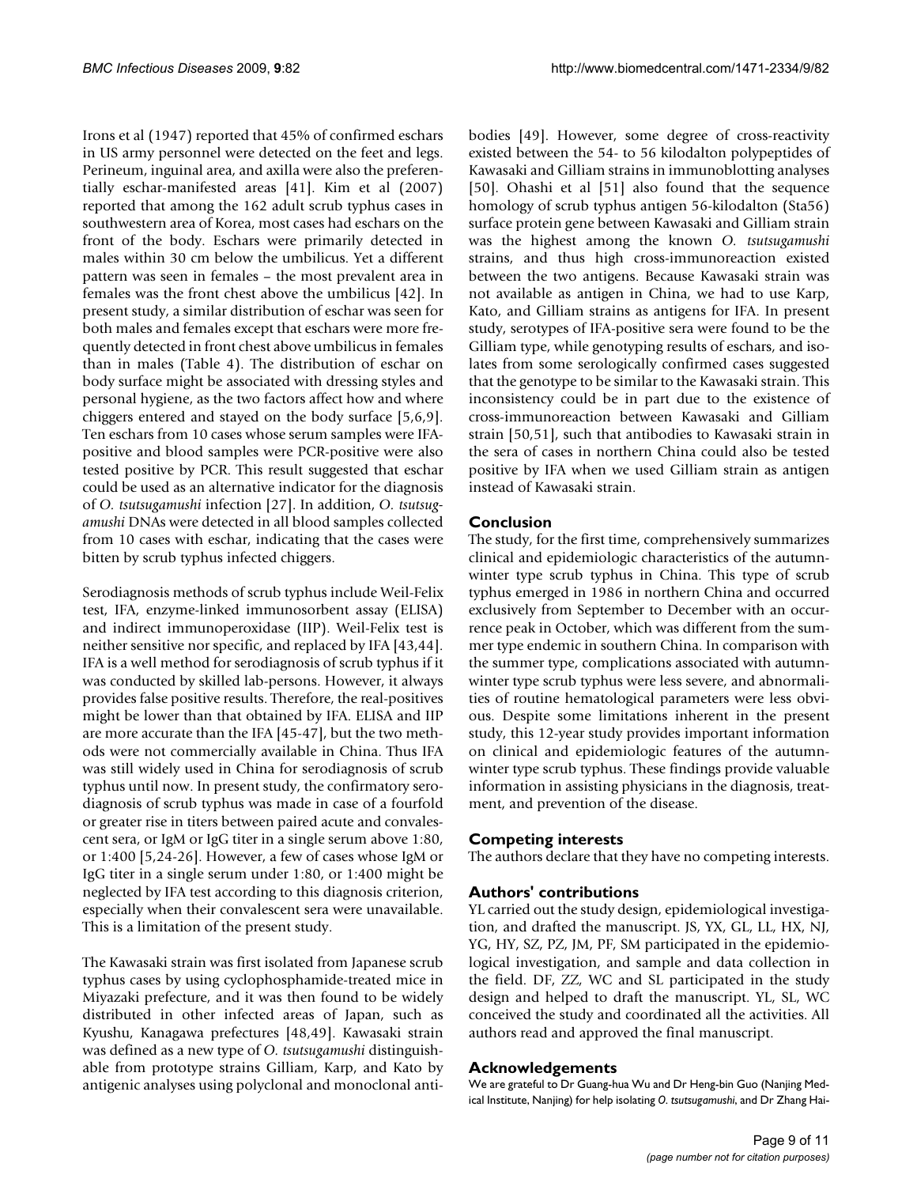Irons et al (1947) reported that 45% of confirmed eschars in US army personnel were detected on the feet and legs. Perineum, inguinal area, and axilla were also the preferentially eschar-manifested areas [41]. Kim et al (2007) reported that among the 162 adult scrub typhus cases in southwestern area of Korea, most cases had eschars on the front of the body. Eschars were primarily detected in males within 30 cm below the umbilicus. Yet a different pattern was seen in females – the most prevalent area in females was the front chest above the umbilicus [42]. In present study, a similar distribution of eschar was seen for both males and females except that eschars were more frequently detected in front chest above umbilicus in females than in males (Table 4). The distribution of eschar on body surface might be associated with dressing styles and personal hygiene, as the two factors affect how and where chiggers entered and stayed on the body surface [5,6,9]. Ten eschars from 10 cases whose serum samples were IFA-positive and blood samples were PCR-positive were also tested positive by PCR. This result suggested that eschar could be used as an alternative indicator for the diagnosis of *O. tsutsugamushi* infection [27]. In addition, *O. tsutsugamushi* DNAs were detected in all blood samples collected from 10 cases with eschar, indicating that the cases were bitten by scrub typhus infected chiggers.

Serodiagnosis methods of scrub typhus include Weil-Felix test, IFA, enzyme-linked immunosorbent assay (ELISA) and indirect immunoperoxidase (IIP). Weil-Felix test is neither sensitive nor specific, and replaced by IFA [43,44]. IFA is a well method for serodiagnosis of scrub typhus if it was conducted by skilled lab-persons. However, it always provides false positive results. Therefore, the real-positives might be lower than that obtained by IFA. ELISA and IIP are more accurate than the IFA [45-47], but the two methods were not commercially available in China. Thus IFA was still widely used in China for serodiagnosis of scrub typhus until now. In present study, the confirmatory serodiagnosis of scrub typhus was made in case of a fourfold or greater rise in titers between paired acute and convalescent sera, or IgM or IgG titer in a single serum above 1:80, or 1:400 [5,24-26]. However, a few of cases whose IgM or IgG titer in a single serum under 1:80, or 1:400 might be neglected by IFA test according to this diagnosis criterion, especially when their convalescent sera were unavailable. This is a limitation of the present study.

The Kawasaki strain was first isolated from Japanese scrub typhus cases by using cyclophosphamide-treated mice in Miyazaki prefecture, and it was then found to be widely distributed in other infected areas of Japan, such as Kyushu, Kanagawa prefectures [48,49]. Kawasaki strain was defined as a new type of *O. tsutsugamushi* distinguishable from prototype strains Gilliam, Karp, and Kato by antigenic analyses using polyclonal and monoclonal antibodies [49]. However, some degree of cross-reactivity existed between the 54- to 56 kilodalton polypeptides of Kawasaki and Gilliam strains in immunoblotting analyses [50]. Ohashi et al [51] also found that the sequence homology of scrub typhus antigen 56-kilodalton (Sta56) surface protein gene between Kawasaki and Gilliam strain was the highest among the known *O. tsutsugamushi* strains, and thus high cross-immunoreaction existed between the two antigens. Because Kawasaki strain was not available as antigen in China, we had to use Karp, Kato, and Gilliam strains as antigens for IFA. In present study, serotypes of IFA-positive sera were found to be the Gilliam type, while genotyping results of eschars, and isolates from some serologically confirmed cases suggested that the genotype to be similar to the Kawasaki strain. This inconsistency could be in part due to the existence of cross-immunoreaction between Kawasaki and Gilliam strain [50,51], such that antibodies to Kawasaki strain in the sera of cases in northern China could also be tested positive by IFA when we used Gilliam strain as antigen instead of Kawasaki strain.

## Conclusion

The study, for the first time, comprehensively summarizes clinical and epidemiologic characteristics of the autumn-winter type scrub typhus in China. This type of scrub typhus emerged in 1986 in northern China and occurred exclusively from September to December with an occurrence peak in October, which was different from the summer type endemic in southern China. In comparison with the summer type, complications associated with autumn-winter type scrub typhus were less severe, and abnormalities of routine hematological parameters were less obvious. Despite some limitations inherent in the present study, this 12-year study provides important information on clinical and epidemiologic features of the autumn-winter type scrub typhus. These findings provide valuable information in assisting physicians in the diagnosis, treatment, and prevention of the disease.

## Competing interests

The authors declare that they have no competing interests.

## Authors' contributions

YL carried out the study design, epidemiological investigation, and drafted the manuscript. JS, YX, GL, LL, HX, NJ, YG, HY, SZ, PZ, JM, PF, SM participated in the epidemiological investigation, and sample and data collection in the field. DF, ZZ, WC and SL participated in the study design and helped to draft the manuscript. YL, SL, WC conceived the study and coordinated all the activities. All authors read and approved the final manuscript.

## Acknowledgements

We are grateful to Dr Guang-hua Wu and Dr Heng-bin Guo (Nanjing Medical Institute, Nanjing) for help isolating *O. tsutsugamushi*, and Dr Zhang Hai-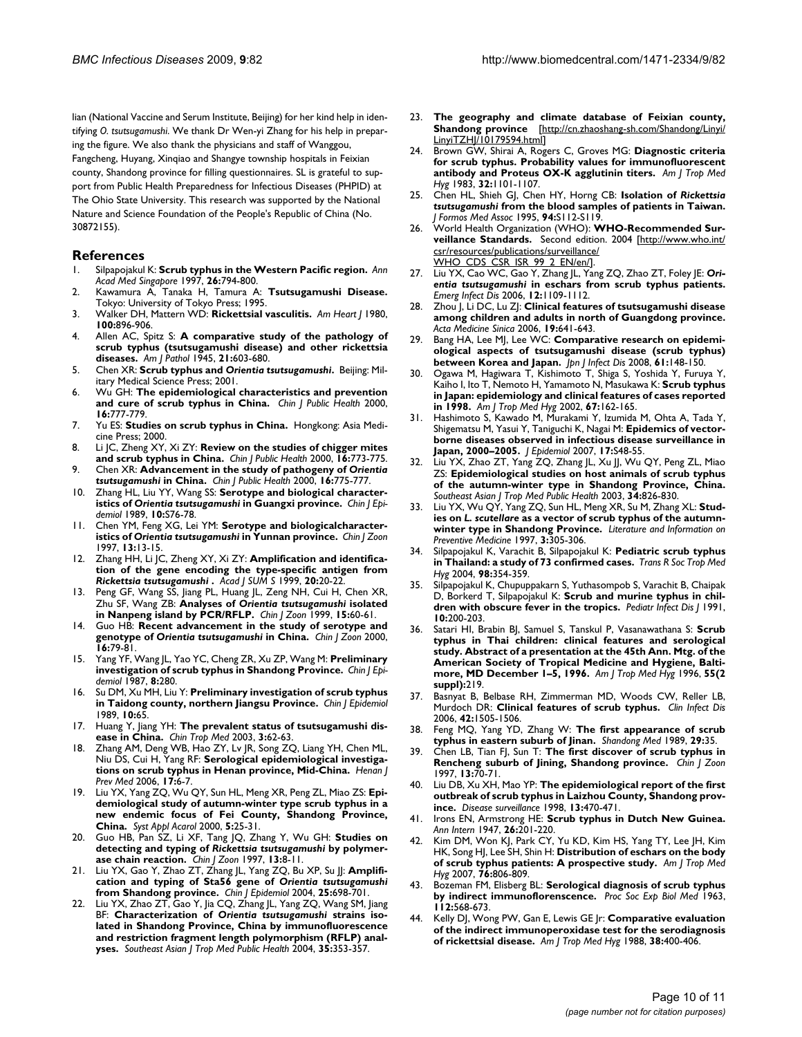lian (National Vaccine and Serum Institute, Beijing) for her kind help in identifying *O. tsutsugamushi*. We thank Dr Wen-yi Zhang for his help in preparing the figure. We also thank the physicians and staff of Wanggou, Fangcheng, Huyang, Xinqiao and Shangye township hospitals in Feixian county, Shandong province for filling questionnaires. SL is grateful to support from Public Health Preparedness for Infectious Diseases (PHPID) at The Ohio State University. This research was supported by the National Nature and Science Foundation of the People's Republic of China (No. 30872155).

## References

1. Silpapojakul K: **Scrub typhus in the Western Pacific region.** *Ann Acad Med Singapore* 1997, **26:**794-800.
2. Kawamura A, Tanaka H, Tamura A: **Tsutsugamushi Disease.** Tokyo: University of Tokyo Press; 1995.
3. Walker DH, Mattern WD: **Rickettsial vasculitis.** *Am Heart J* 1980, **100:**896-906.
4. Allen AC, Spitz S: **A comparative study of the pathology of scrub typhus (tsutsugamushi disease) and other rickettsia diseases.** *Am J Pathol* 1945, **21:**603-680.
5. Chen XR: **Scrub typhus and *Orientia tsutsugamushi*.** Beijing: Military Medical Science Press; 2001.
6. Wu GH: **The epidemiological characteristics and prevention and cure of scrub typhus in China.** *Chin J Public Health* 2000, **16:**777-779.
7. Yu ES: **Studies on scrub typhus in China.** Hongkong: Asia Medicine Press; 2000.
8. Li JC, Zheng XY, Xi ZY: **Review on the studies of chigger mites and scrub typhus in China.** *Chin J Public Health* 2000, **16:**773-775.
9. Chen XR: **Advancement in the study of pathogeny of *Orientia tsutsugamushi* in China.** *Chin J Public Health* 2000, **16:**775-777.
10. Zhang HL, Liu YY, Wang SS: **Serotype and biological characteristics of *Orientia tsutsugamushi* in Guangxi province.** *Chin J Epidemiol* 1989, **10:**S76-78.
11. Chen YM, Feng XG, Lei YM: **Serotype and biologicalcharacteristics of *Orientia tsutsugamushi* in Yunnan province.** *Chin J Zoon* 1997, **13:**13-15.
12. Zhang HH, Li JC, Zheng XY, Xi ZY: **Amplification and identification of the gene encoding the type-specific antigen from *Rickettsia tsutsugamushi* .** *Acad J SUM S* 1999, **20:**20-22.
13. Peng GF, Wang SS, Jiang PL, Huang JL, Zeng NH, Cui H, Chen XR, Zhu SF, Wang ZB: **Analyses of *Orientia tsutsugamushi* isolated in Nanpeng island by PCR/RFLP.** *Chin J Zoon* 1999, **15:**60-61.
14. Guo HB: **Recent advancement in the study of serotype and genotype of *Orientia tsutsugamushi* in China.** *Chin J Zoon* 2000, **16:**79-81.
15. Yang YF, Wang JL, Yao YC, Cheng ZR, Xu ZP, Wang M: **Preliminary investigation of scrub typhus in Shandong Province.** *Chin J Epidemiol* 1987, **8:**280.
16. Su DM, Xu MH, Liu Y: **Preliminary investigation of scrub typhus in Taidong county, northern Jiangsu Province.** *Chin J Epidemiol* 1989, **10:**65.
17. Huang Y, Jiang YH: **The prevalent status of tsutsugamushi disease in China.** *Chin Trop Med* 2003, **3:**62-63.
18. Zhang AM, Deng WB, Hao ZY, Lv JR, Song ZQ, Liang YH, Chen ML, Niu DS, Cui H, Yang RF: **Serological epidemiological investigations on scrub typhus in Henan province, Mid-China.** *Henan J Prev Med* 2006, **17:**6-7.
19. Liu YX, Yang ZQ, Wu QY, Sun HL, Meng XR, Peng ZL, Miao ZS: **Epidemiological study of autumn-winter type scrub typhus in a new endemic focus of Fei County, Shandong Province, China.** *Syst Appl Acarol* 2000, **5:**25-31.
20. Guo HB, Pan SZ, Li XF, Tang JQ, Zhang Y, Wu GH: **Studies on detecting and typing of *Rickettsia tsutsugamushi* by polymerase chain reaction.** *Chin J Zoon* 1997, **13:**8-11.
21. Liu YX, Gao Y, Zhao ZT, Zhang JL, Yang ZQ, Bu XP, Su JJ: **Amplification and typing of Sta56 gene of *Orientia tsutsugamushi* from Shandong province.** *Chin J Epidemiol* 2004, **25:**698-701.
22. Liu YX, Zhao ZT, Gao Y, Jia CQ, Zhang JL, Yang ZQ, Wang SM, Jiang BF: **Characterization of *Orientia tsutsugamushi* strains isolated in Shandong Province, China by immunofluorescence and restriction fragment length polymorphism (RFLP) analyses.** *Southeast Asian J Trop Med Public Health* 2004, **35:**353-357.
23. **The geography and climate database of Feixian county, Shandong province** [http://cn.zhaoshang-sh.com/Shandong/Linyi/LinyiTZHJ/10179594.html]
24. Brown GW, Shirai A, Rogers C, Groves MG: **Diagnostic criteria for scrub typhus. Probability values for immunofluorescent antibody and Proteus OX-K agglutinin titers.** *Am J Trop Med Hyg* 1983, **32:**1101-1107.
25. Chen HL, Shieh GJ, Chen HY, Horng CB: **Isolation of *Rickettsia tsutsugamushi* from the blood samples of patients in Taiwan.** *J Formos Med Assoc* 1995, **94:**S112-S119.
26. World Health Organization (WHO): **WHO-Recommended Surveillance Standards.** Second edition. 2004 [http://www.who.int/csr/resources/publications/surveillance/WHO_CDS_CSR_ISR_99_2_EN/en/].
27. Liu YX, Cao WC, Gao Y, Zhang JL, Yang ZQ, Zhao ZT, Foley JE: ***Orientia tsutsugamushi* in eschars from scrub typhus patients.** *Emerg Infect Dis* 2006, **12:**1109-1112.
28. Zhou J, Li DC, Lu ZJ: **Clinical features of tsutsugamushi disease among children and adults in north of Guangdong province.** *Acta Medicine Sinica* 2006, **19:**641-643.
29. Bang HA, Lee MJ, Lee WC: **Comparative research on epidemiological aspects of tsutsugamushi disease (scrub typhus) between Korea and Japan.** *Jpn J Infect Dis* 2008, **61:**148-150.
30. Ogawa M, Hagiwara T, Kishimoto T, Shiga S, Yoshida Y, Furuya Y, Kaiho I, Ito T, Nemoto H, Yamamoto N, Masukawa K: **Scrub typhus in Japan: epidemiology and clinical features of cases reported in 1998.** *Am J Trop Med Hyg* 2002, **67:**162-165.
31. Hashimoto S, Kawado M, Murakami Y, Izumida M, Ohta A, Tada Y, Shigematsu M, Yasui Y, Taniguchi K, Nagai M: **Epidemics of vector-borne diseases observed in infectious disease surveillance in Japan, 2000–2005.** *J Epidemiol* 2007, **17:**S48-55.
32. Liu YX, Zhao ZT, Yang ZQ, Zhang JL, Xu JJ, Wu QY, Peng ZL, Miao ZS: **Epidemiological studies on host animals of scrub typhus of the autumn-winter type in Shandong Province, China.** *Southeast Asian J Trop Med Public Health* 2003, **34:**826-830.
33. Liu YX, Wu QY, Yang ZQ, Sun HL, Meng XR, Su M, Zhang XL: **Studies on *L. scutellare* as a vector of scrub typhus of the autumn-winter type in Shandong Province.** *Literature and Information on Preventive Medicine* 1997, **3:**305-306.
34. Silpapojakul K, Varachit B, Silpapojakul K: **Pediatric scrub typhus in Thailand: a study of 73 confirmed cases.** *Trans R Soc Trop Med Hyg* 2004, **98:**354-359.
35. Silpapojakul K, Chupuppakarn S, Yuthasompob S, Varachit B, Chaipak D, Borkerd T, Silpapojakul K: **Scrub and murine typhus in children with obscure fever in the tropics.** *Pediatr Infect Dis J* 1991, **10:**200-203.
36. Satari HI, Brabin BJ, Samuel S, Tanskul P, Vasanawathana S: **Scrub typhus in Thai children: clinical features and serological study. Abstract of a presentation at the 45th Ann. Mtg. of the American Society of Tropical Medicine and Hygiene, Baltimore, MD December 1–5, 1996.** *Am J Trop Med Hyg* 1996, **55(2 suppl):**219.
37. Basnyat B, Belbase RH, Zimmerman MD, Woods CW, Reller LB, Murdoch DR: **Clinical features of scrub typhus.** *Clin Infect Dis* 2006, **42:**1505-1506.
38. Feng MQ, Yang YD, Zhang W: **The first appearance of scrub typhus in eastern suburb of Jinan.** *Shandong Med* 1989, **29:**35.
39. Chen LB, Tian FJ, Sun T: **The first discover of scrub typhus in Rencheng suburb of Jining, Shandong province.** *Chin J Zoon* 1997, **13:**70-71.
40. Liu DB, Xu XH, Mao YP: **The epidemiological report of the first outbreak of scrub typhus in Laizhou County, Shandong province.** *Disease surveillance* 1998, **13:**470-471.
41. Irons EN, Armstrong HE: **Scrub typhus in Dutch New Guinea.** *Ann Intern* 1947, **26:**201-220.
42. Kim DM, Won KJ, Park CY, Yu KD, Kim HS, Yang TY, Lee JH, Kim HK, Song HJ, Lee SH, Shin H: **Distribution of eschars on the body of scrub typhus patients: A prospective study.** *Am J Trop Med Hyg* 2007, **76:**806-809.
43. Bozeman FM, Elisberg BL: **Serological diagnosis of scrub typhus by indirect immunoflorenscence.** *Proc Soc Exp Biol Med* 1963, **112:**568-673.
44. Kelly DJ, Wong PW, Gan E, Lewis GE Jr: **Comparative evaluation of the indirect immunoperoxidase test for the serodiagnosis of rickettsial disease.** *Am J Trop Med Hyg* 1988, **38:**400-406.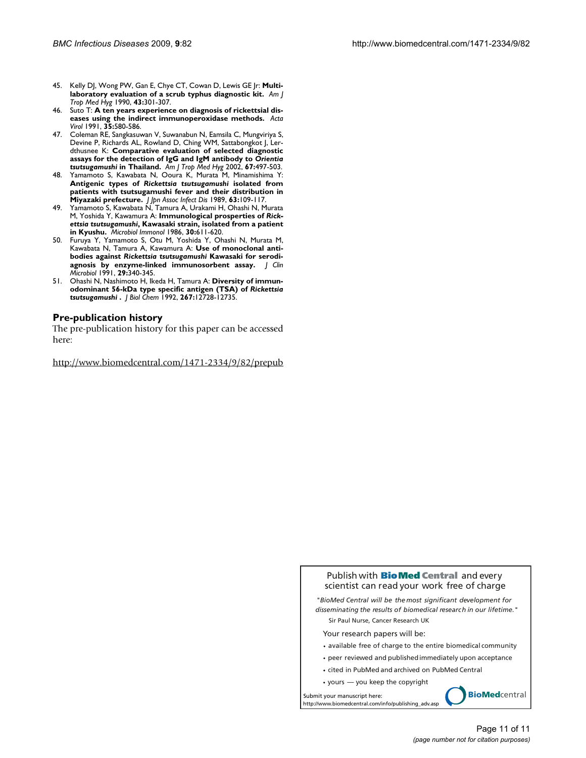45. Kelly DJ, Wong PW, Gan E, Chye CT, Cowan D, Lewis GE Jr: **Multi-laboratory evaluation of a scrub typhus diagnostic kit.** *Am J Trop Med Hyg* 1990, **43:**301-307.
46. Suto T: **A ten years experience on diagnosis of rickettsial diseases using the indirect immunoperoxidase methods.** *Acta Virol* 1991, **35:**580-586.
47. Coleman RE, Sangkasuwan V, Suwanabun N, Eamsila C, Mungviriya S, Devine P, Richards AL, Rowland D, Ching WM, Sattabongkot J, Lerdthusnee K: **Comparative evaluation of selected diagnostic assays for the detection of IgG and IgM antibody to *Orientia tsutsugamushi* in Thailand.** *Am J Trop Med Hyg* 2002, **67:**497-503.
48. Yamamoto S, Kawabata N, Ooura K, Murata M, Minamishima Y: **Antigenic types of *Rickettsia tsutsugamushi* isolated from patients with tsutsugamushi fever and their distribution in Miyazaki prefecture.** *J Jpn Assoc Infect Dis* 1989, **63:**109-117.
49. Yamamoto S, Kawabata N, Tamura A, Urakami H, Ohashi N, Murata M, Yoshida Y, Kawamura A: **Immunological prosperties of *Rickettsia tsutsugamushi*, Kawasaki strain, isolated from a patient in Kyushu.** *Microbiol Immonol* 1986, **30:**611-620.
50. Furuya Y, Yamamoto S, Otu M, Yoshida Y, Ohashi N, Murata M, Kawabata N, Tamura A, Kawamura A: **Use of monoclonal antibodies against *Rickettsia tsutsugamushi* Kawasaki for serodiagnosis by enzyme-linked immunosorbent assay.** *J Clin Microbiol* 1991, **29:**340-345.
51. Ohashi N, Nashimoto H, Ikeda H, Tamura A: **Diversity of immunodominant 56-kDa type specific antigen (TSA) of *Rickettsia tsutsugamushi* .** *J Biol Chem* 1992, **267:**12728-12735.

## Pre-publication history

The pre-publication history for this paper can be accessed here:

http://www.biomedcentral.com/1471-2334/9/82/prepub

Publish with **BioMed Central** and every scientist can read your work free of charge

*"BioMed Central will be the most significant development for disseminating the results of biomedical research in our lifetime."*

Sir Paul Nurse, Cancer Research UK

Your research papers will be:

- available free of charge to the entire biomedical community
- peer reviewed and published immediately upon acceptance
- cited in PubMed and archived on PubMed Central
- yours — you keep the copyright

Submit your manuscript here:
http://www.biomedcentral.com/info/publishing_adv.asp

**BioMed**central